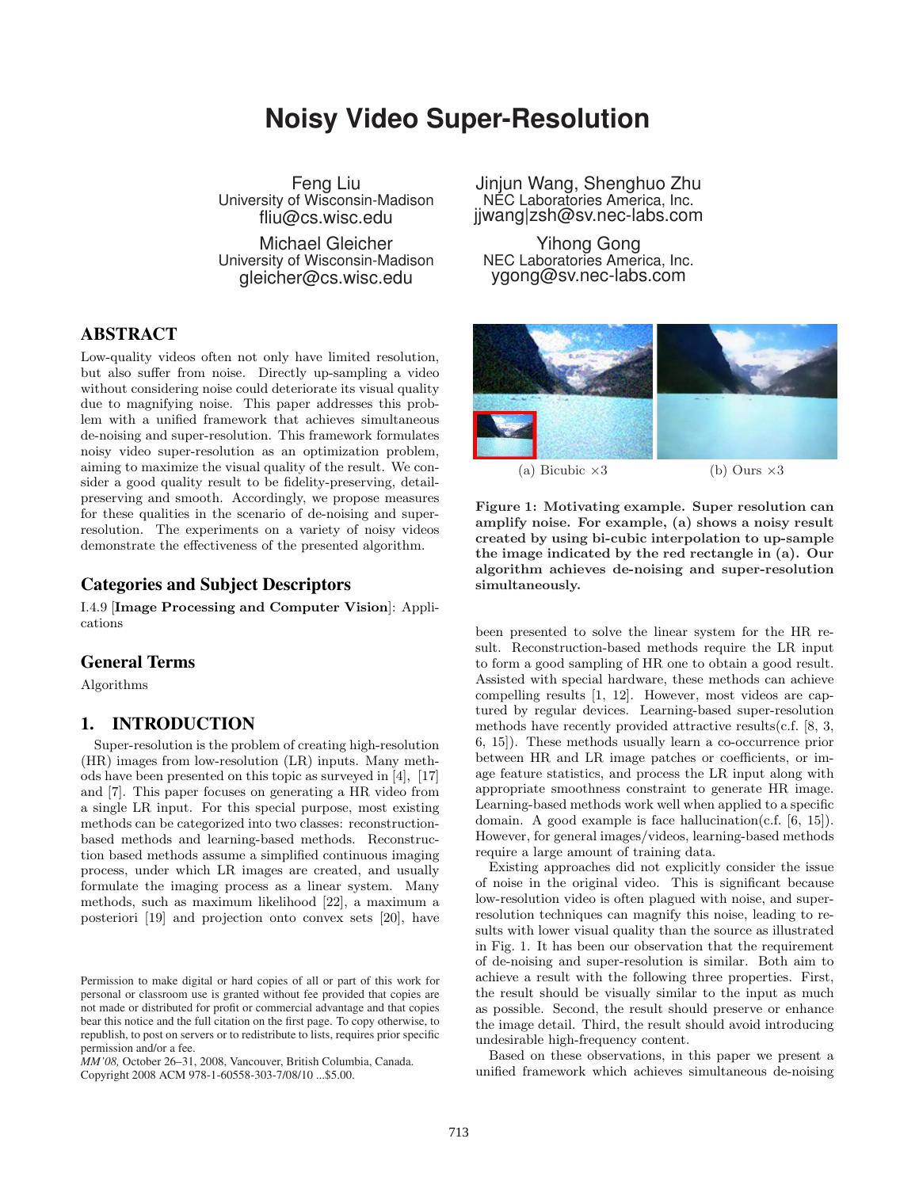# Noisy Video Super-Resolution

Feng Liu
University of Wisconsin-Madison
fliu@cs.wisc.edu

Jinjun Wang, Shenghuo Zhu
NEC Laboratories America, Inc.
jjwang|zsh@sv.nec-labs.com

Michael Gleicher
University of Wisconsin-Madison
gleicher@cs.wisc.edu

Yihong Gong
NEC Laboratories America, Inc.
ygong@sv.nec-labs.com

## ABSTRACT

Low-quality videos often not only have limited resolution, but also suffer from noise. Directly up-sampling a video without considering noise could deteriorate its visual quality due to magnifying noise. This paper addresses this problem with a unified framework that achieves simultaneous de-noising and super-resolution. This framework formulates noisy video super-resolution as an optimization problem, aiming to maximize the visual quality of the result. We consider a good quality result to be fidelity-preserving, detail-preserving and smooth. Accordingly, we propose measures for these qualities in the scenario of de-noising and super-resolution. The experiments on a variety of noisy videos demonstrate the effectiveness of the presented algorithm.

## Categories and Subject Descriptors

I.4.9 [**Image Processing and Computer Vision**]: Applications

## General Terms

Algorithms

## 1. INTRODUCTION

Super-resolution is the problem of creating high-resolution (HR) images from low-resolution (LR) inputs. Many methods have been presented on this topic as surveyed in [4], [17] and [7]. This paper focuses on generating a HR video from a single LR input. For this special purpose, most existing methods can be categorized into two classes: reconstruction-based methods and learning-based methods. Reconstruction based methods assume a simplified continuous imaging process, under which LR images are created, and usually formulate the imaging process as a linear system. Many methods, such as maximum likelihood [22], a maximum a posteriori [19] and projection onto convex sets [20], have been presented to solve the linear system for the HR result. Reconstruction-based methods require the LR input to form a good sampling of HR one to obtain a good result. Assisted with special hardware, these methods can achieve compelling results [1, 12]. However, most videos are captured by regular devices. Learning-based super-resolution methods have recently provided attractive results(c.f. [8, 3, 6, 15]). These methods usually learn a co-occurrence prior between HR and LR image patches or coefficients, or image feature statistics, and process the LR input along with appropriate smoothness constraint to generate HR image. Learning-based methods work well when applied to a specific domain. A good example is face hallucination(c.f. [6, 15]). However, for general images/videos, learning-based methods require a large amount of training data.

(a) Bicubic ×3 (b) Ours ×3

**Figure 1: Motivating example. Super resolution can amplify noise. For example, (a) shows a noisy result created by using bi-cubic interpolation to up-sample the image indicated by the red rectangle in (a). Our algorithm achieves de-noising and super-resolution simultaneously.**

Existing approaches did not explicitly consider the issue of noise in the original video. This is significant because low-resolution video is often plagued with noise, and super-resolution techniques can magnify this noise, leading to results with lower visual quality than the source as illustrated in Fig. 1. It has been our observation that the requirement of de-noising and super-resolution is similar. Both aim to achieve a result with the following three properties. First, the result should be visually similar to the input as much as possible. Second, the result should preserve or enhance the image detail. Third, the result should avoid introducing undesirable high-frequency content.

Based on these observations, in this paper we present a unified framework which achieves simultaneous de-noising

Permission to make digital or hard copies of all or part of this work for personal or classroom use is granted without fee provided that copies are not made or distributed for profit or commercial advantage and that copies bear this notice and the full citation on the first page. To copy otherwise, to republish, to post on servers or to redistribute to lists, requires prior specific permission and/or a fee.
*MM'08,* October 26–31, 2008, Vancouver, British Columbia, Canada.
Copyright 2008 ACM 978-1-60558-303-7/08/10 ...$5.00.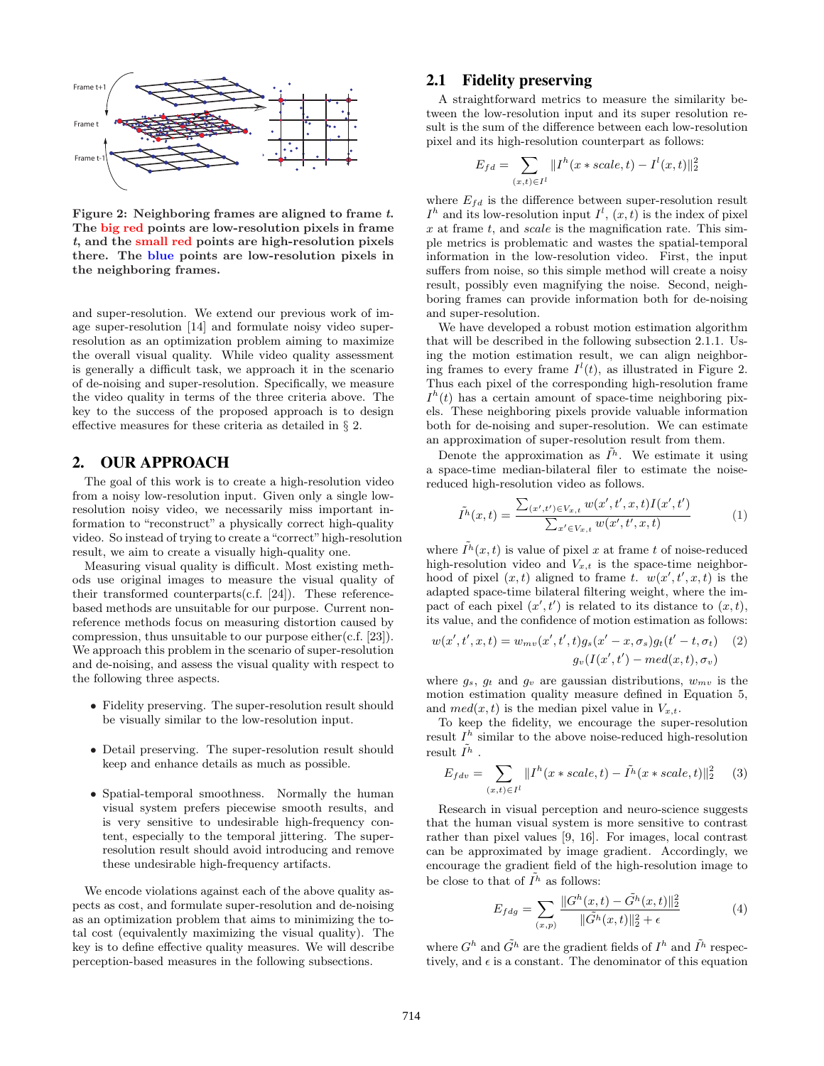Figure 2: **Neighboring frames are aligned to frame *t*. The big red points are low-resolution pixels in frame *t*, and the small red points are high-resolution pixels there. The blue points are low-resolution pixels in the neighboring frames.**

and super-resolution. We extend our previous work of image super-resolution [14] and formulate noisy video super-resolution as an optimization problem aiming to maximize the overall visual quality. While video quality assessment is generally a difficult task, we approach it in the scenario of de-noising and super-resolution. Specifically, we measure the video quality in terms of the three criteria above. The key to the success of the proposed approach is to design effective measures for these criteria as detailed in § 2.

## 2. OUR APPROACH

The goal of this work is to create a high-resolution video from a noisy low-resolution input. Given only a single low-resolution noisy video, we necessarily miss important information to "reconstruct" a physically correct high-quality video. So instead of trying to create a "correct" high-resolution result, we aim to create a visually high-quality one.

Measuring visual quality is difficult. Most existing methods use original images to measure the visual quality of their transformed counterparts(c.f. [24]). These reference-based methods are unsuitable for our purpose. Current non-reference methods focus on measuring distortion caused by compression, thus unsuitable to our purpose either(c.f. [23]). We approach this problem in the scenario of super-resolution and de-noising, and assess the visual quality with respect to the following three aspects.

- Fidelity preserving. The super-resolution result should be visually similar to the low-resolution input.
- Detail preserving. The super-resolution result should keep and enhance details as much as possible.
- Spatial-temporal smoothness. Normally the human visual system prefers piecewise smooth results, and is very sensitive to undesirable high-frequency content, especially to the temporal jittering. The super-resolution result should avoid introducing and remove these undesirable high-frequency artifacts.

We encode violations against each of the above quality aspects as cost, and formulate super-resolution and de-noising as an optimization problem that aims to minimizing the total cost (equivalently maximizing the visual quality). The key is to define effective quality measures. We will describe perception-based measures in the following subsections.

### 2.1 Fidelity preserving

A straightforward metrics to measure the similarity between the low-resolution input and its super resolution result is the sum of the difference between each low-resolution pixel and its high-resolution counterpart as follows:

$$E_{fd} = \sum_{(x,t)\in I^l} \|I^h(x * scale, t) - I^l(x,t)\|_2^2$$

where $E_{fd}$ is the difference between super-resolution result $I^h$ and its low-resolution input $I^l$, $(x,t)$ is the index of pixel $x$ at frame $t$, and $scale$ is the magnification rate. This simple metrics is problematic and wastes the spatial-temporal information in the low-resolution video. First, the input suffers from noise, so this simple method will create a noisy result, possibly even magnifying the noise. Second, neighboring frames can provide information both for de-noising and super-resolution.

We have developed a robust motion estimation algorithm that will be described in the following subsection 2.1.1. Using the motion estimation result, we can align neighboring frames to every frame $I^l(t)$, as illustrated in Figure 2. Thus each pixel of the corresponding high-resolution frame $I^h(t)$ has a certain amount of space-time neighboring pixels. These neighboring pixels provide valuable information both for de-noising and super-resolution. We can estimate an approximation of super-resolution result from them.

Denote the approximation as $\tilde{I^h}$. We estimate it using a space-time median-bilateral filer to estimate the noise-reduced high-resolution video as follows.

$$\tilde{I^h}(x,t) = \frac{\sum_{(x',t')\in V_{x,t}} w(x',t',x,t) I(x',t')}{\sum_{x'\in V_{x,t}} w(x',t',x,t)} \tag{1}$$

where $\tilde{I^h}(x,t)$ is value of pixel $x$ at frame $t$ of noise-reduced high-resolution video and $V_{x,t}$ is the space-time neighborhood of pixel $(x,t)$ aligned to frame $t$. $w(x',t',x,t)$ is the adapted space-time bilateral filtering weight, where the impact of each pixel $(x',t')$ is related to its distance to $(x,t)$, its value, and the confidence of motion estimation as follows:

$$w(x',t',x,t) = w_{mv}(x',t',t) g_s(x'-x,\sigma_s) g_t(t'-t,\sigma_t) \\ g_v(I(x',t') - med(x,t),\sigma_v) \tag{2}$$

where $g_s$, $g_t$ and $g_v$ are gaussian distributions, $w_{mv}$ is the motion estimation quality measure defined in Equation 5, and $med(x,t)$ is the median pixel value in $V_{x,t}$.

To keep the fidelity, we encourage the super-resolution result $I^h$ similar to the above noise-reduced high-resolution result $\tilde{I^h}$ .

$$E_{fdv} = \sum_{(x,t)\in I^l} \|I^h(x * scale, t) - \tilde{I^h}(x * scale, t)\|_2^2 \tag{3}$$

Research in visual perception and neuro-science suggests that the human visual system is more sensitive to contrast rather than pixel values [9, 16]. For images, local contrast can be approximated by image gradient. Accordingly, we encourage the gradient field of the high-resolution image to be close to that of $\tilde{I^h}$ as follows:

$$E_{fdg} = \sum_{(x,p)} \frac{\|G^h(x,t) - \tilde{G^h}(x,t)\|_2^2}{\|\tilde{G^h}(x,t)\|_2^2 + \epsilon} \tag{4}$$

where $G^h$ and $\tilde{G^h}$ are the gradient fields of $I^h$ and $\tilde{I^h}$ respectively, and $\epsilon$ is a constant. The denominator of this equation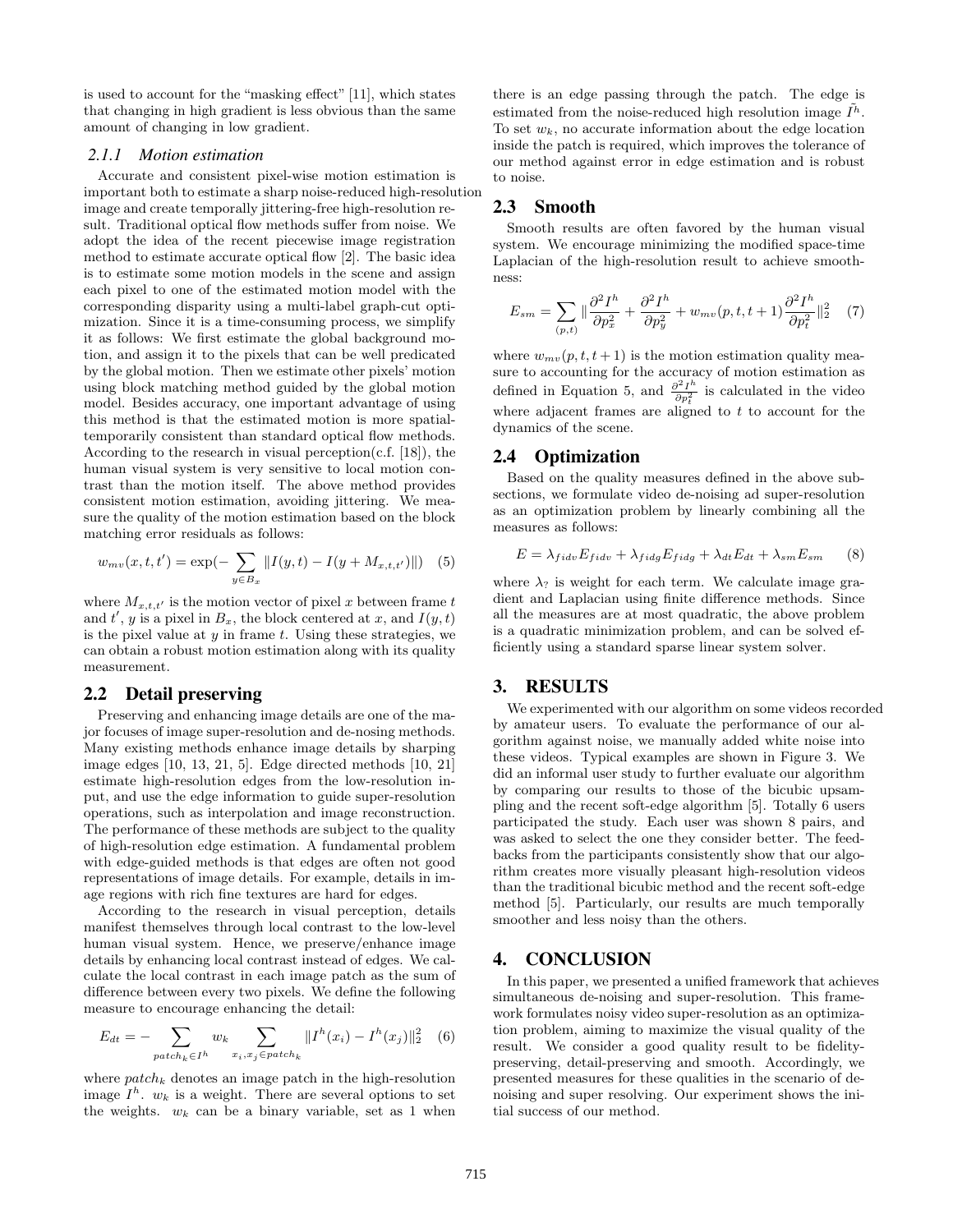is used to account for the "masking effect" [11], which states that changing in high gradient is less obvious than the same amount of changing in low gradient.

#### *2.1.1 Motion estimation*

Accurate and consistent pixel-wise motion estimation is important both to estimate a sharp noise-reduced high-resolution image and create temporally jittering-free high-resolution result. Traditional optical flow methods suffer from noise. We adopt the idea of the recent piecewise image registration method to estimate accurate optical flow [2]. The basic idea is to estimate some motion models in the scene and assign each pixel to one of the estimated motion model with the corresponding disparity using a multi-label graph-cut optimization. Since it is a time-consuming process, we simplify it as follows: We first estimate the global background motion, and assign it to the pixels that can be well predicated by the global motion. Then we estimate other pixels' motion using block matching method guided by the global motion model. Besides accuracy, one important advantage of using this method is that the estimated motion is more spatial-temporarily consistent than standard optical flow methods. According to the research in visual perception(c.f. [18]), the human visual system is very sensitive to local motion contrast than the motion itself. The above method provides consistent motion estimation, avoiding jittering. We measure the quality of the motion estimation based on the block matching error residuals as follows:

$$w_{mv}(x, t, t') = \exp\left(-\sum_{y \in B_x} \|I(y, t) - I(y + M_{x,t,t'})\|\right) \quad (5)$$

where $M_{x,t,t'}$ is the motion vector of pixel $x$ between frame $t$ and $t'$, $y$ is a pixel in $B_x$, the block centered at $x$, and $I(y, t)$ is the pixel value at $y$ in frame $t$. Using these strategies, we can obtain a robust motion estimation along with its quality measurement.

## 2.2 Detail preserving

Preserving and enhancing image details are one of the major focuses of image super-resolution and de-nosing methods. Many existing methods enhance image details by sharping image edges [10, 13, 21, 5]. Edge directed methods [10, 21] estimate high-resolution edges from the low-resolution input, and use the edge information to guide super-resolution operations, such as interpolation and image reconstruction. The performance of these methods are subject to the quality of high-resolution edge estimation. A fundamental problem with edge-guided methods is that edges are often not good representations of image details. For example, details in image regions with rich fine textures are hard for edges.

According to the research in visual perception, details manifest themselves through local contrast to the low-level human visual system. Hence, we preserve/enhance image details by enhancing local contrast instead of edges. We calculate the local contrast in each image patch as the sum of difference between every two pixels. We define the following measure to encourage enhancing the detail:

$$E_{dt} = -\sum_{patch_k \in I^h} w_k \sum_{x_i, x_j \in patch_k} \|I^h(x_i) - I^h(x_j)\|_2^2 \quad (6)$$

where $patch_k$ denotes an image patch in the high-resolution image $I^h$. $w_k$ is a weight. There are several options to set the weights. $w_k$ can be a binary variable, set as 1 when there is an edge passing through the patch. The edge is estimated from the noise-reduced high resolution image $\tilde{I}^h$. To set $w_k$, no accurate information about the edge location inside the patch is required, which improves the tolerance of our method against error in edge estimation and is robust to noise.

## 2.3 Smooth

Smooth results are often favored by the human visual system. We encourage minimizing the modified space-time Laplacian of the high-resolution result to achieve smoothness:

$$E_{sm} = \sum_{(p,t)} \left\|\frac{\partial^2 I^h}{\partial p_x^2} + \frac{\partial^2 I^h}{\partial p_y^2} + w_{mv}(p, t, t+1)\frac{\partial^2 I^h}{\partial p_t^2}\right\|_2^2 \quad (7)$$

where $w_{mv}(p, t, t+1)$ is the motion estimation quality measure to accounting for the accuracy of motion estimation as defined in Equation 5, and $\frac{\partial^2 I^h}{\partial p_t^2}$ is calculated in the video where adjacent frames are aligned to $t$ to account for the dynamics of the scene.

## 2.4 Optimization

Based on the quality measures defined in the above subsections, we formulate video de-noising ad super-resolution as an optimization problem by linearly combining all the measures as follows:

$$E = \lambda_{fidv} E_{fidv} + \lambda_{fidg} E_{fidg} + \lambda_{dt} E_{dt} + \lambda_{sm} E_{sm} \quad (8)$$

where $\lambda_?$ is weight for each term. We calculate image gradient and Laplacian using finite difference methods. Since all the measures are at most quadratic, the above problem is a quadratic minimization problem, and can be solved efficiently using a standard sparse linear system solver.

# 3. RESULTS

We experimented with our algorithm on some videos recorded by amateur users. To evaluate the performance of our algorithm against noise, we manually added white noise into these videos. Typical examples are shown in Figure 3. We did an informal user study to further evaluate our algorithm by comparing our results to those of the bicubic upsampling and the recent soft-edge algorithm [5]. Totally 6 users participated the study. Each user was shown 8 pairs, and was asked to select the one they consider better. The feedbacks from the participants consistently show that our algorithm creates more visually pleasant high-resolution videos than the traditional bicubic method and the recent soft-edge method [5]. Particularly, our results are much temporally smoother and less noisy than the others.

# 4. CONCLUSION

In this paper, we presented a unified framework that achieves simultaneous de-noising and super-resolution. This framework formulates noisy video super-resolution as an optimization problem, aiming to maximize the visual quality of the result. We consider a good quality result to be fidelity-preserving, detail-preserving and smooth. Accordingly, we presented measures for these qualities in the scenario of de-noising and super resolving. Our experiment shows the initial success of our method.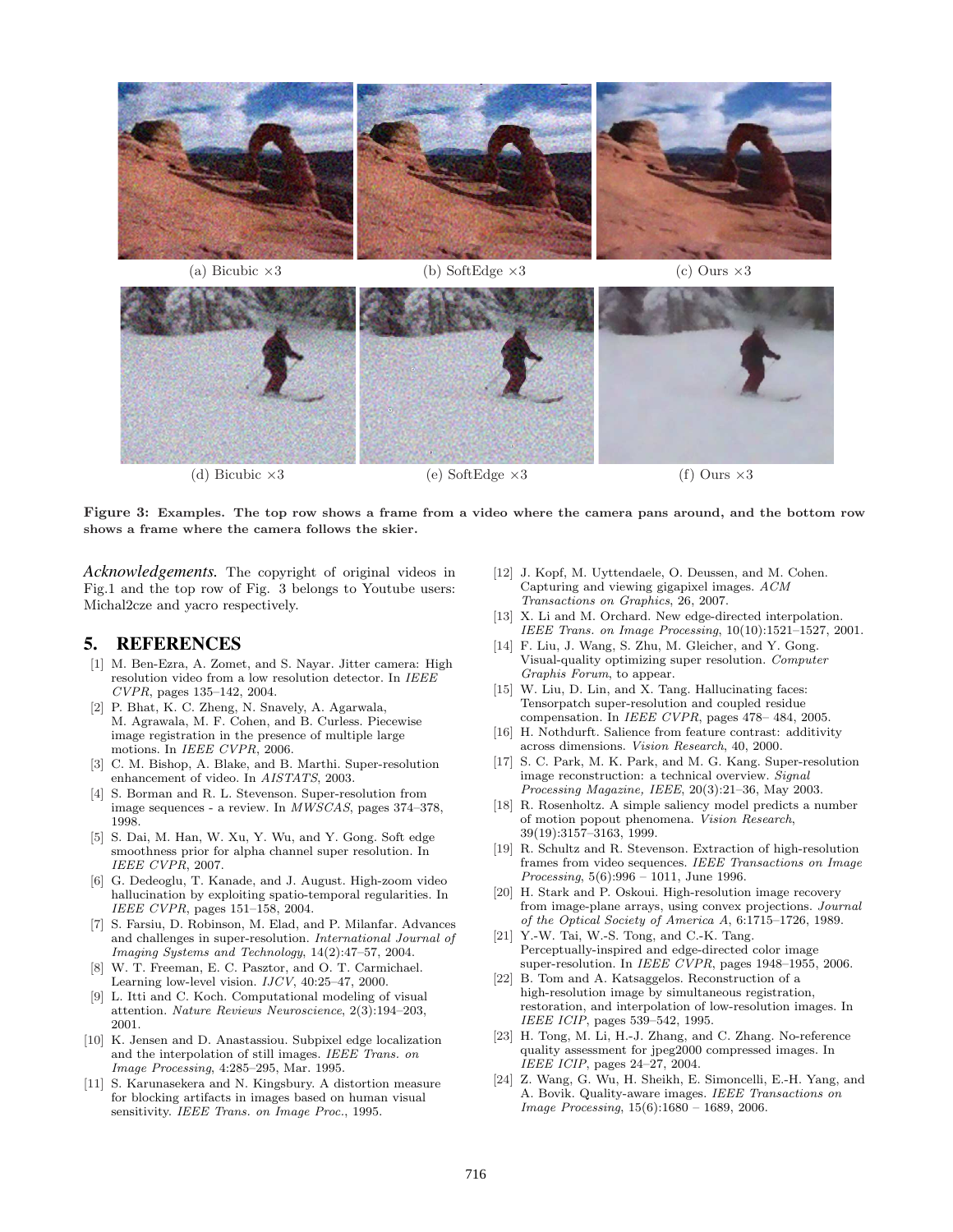(a) Bicubic ×3 (b) SoftEdge ×3 (c) Ours ×3

(d) Bicubic ×3 (e) SoftEdge ×3 (f) Ours ×3

**Figure 3: Examples. The top row shows a frame from a video where the camera pans around, and the bottom row shows a frame where the camera follows the skier.**

***Acknowledgements.*** The copyright of original videos in Fig.1 and the top row of Fig. 3 belongs to Youtube users: Michal2cze and yacro respectively.

## 5. REFERENCES

[1] M. Ben-Ezra, A. Zomet, and S. Nayar. Jitter camera: High resolution video from a low resolution detector. In *IEEE CVPR*, pages 135–142, 2004.

[2] P. Bhat, K. C. Zheng, N. Snavely, A. Agarwala, M. Agrawala, M. F. Cohen, and B. Curless. Piecewise image registration in the presence of multiple large motions. In *IEEE CVPR*, 2006.

[3] C. M. Bishop, A. Blake, and B. Marthi. Super-resolution enhancement of video. In *AISTATS*, 2003.

[4] S. Borman and R. L. Stevenson. Super-resolution from image sequences - a review. In *MWSCAS*, pages 374–378, 1998.

[5] S. Dai, M. Han, W. Xu, Y. Wu, and Y. Gong. Soft edge smoothness prior for alpha channel super resolution. In *IEEE CVPR*, 2007.

[6] G. Dedeoglu, T. Kanade, and J. August. High-zoom video hallucination by exploiting spatio-temporal regularities. In *IEEE CVPR*, pages 151–158, 2004.

[7] S. Farsiu, D. Robinson, M. Elad, and P. Milanfar. Advances and challenges in super-resolution. *International Journal of Imaging Systems and Technology*, 14(2):47–57, 2004.

[8] W. T. Freeman, E. C. Pasztor, and O. T. Carmichael. Learning low-level vision. *IJCV*, 40:25–47, 2000.

[9] L. Itti and C. Koch. Computational modeling of visual attention. *Nature Reviews Neuroscience*, 2(3):194–203, 2001.

[10] K. Jensen and D. Anastassiou. Subpixel edge localization and the interpolation of still images. *IEEE Trans. on Image Processing*, 4:285–295, Mar. 1995.

[11] S. Karunasekera and N. Kingsbury. A distortion measure for blocking artifacts in images based on human visual sensitivity. *IEEE Trans. on Image Proc.*, 1995.

[12] J. Kopf, M. Uyttendaele, O. Deussen, and M. Cohen. Capturing and viewing gigapixel images. *ACM Transactions on Graphics*, 26, 2007.

[13] X. Li and M. Orchard. New edge-directed interpolation. *IEEE Trans. on Image Processing*, 10(10):1521–1527, 2001.

[14] F. Liu, J. Wang, S. Zhu, M. Gleicher, and Y. Gong. Visual-quality optimizing super resolution. *Computer Graphis Forum*, to appear.

[15] W. Liu, D. Lin, and X. Tang. Hallucinating faces: Tensorpatch super-resolution and coupled residue compensation. In *IEEE CVPR*, pages 478– 484, 2005.

[16] H. Nothdurft. Salience from feature contrast: additivity across dimensions. *Vision Research*, 40, 2000.

[17] S. C. Park, M. K. Park, and M. G. Kang. Super-resolution image reconstruction: a technical overview. *Signal Processing Magazine, IEEE*, 20(3):21–36, May 2003.

[18] R. Rosenholtz. A simple saliency model predicts a number of motion popout phenomena. *Vision Research*, 39(19):3157–3163, 1999.

[19] R. Schultz and R. Stevenson. Extraction of high-resolution frames from video sequences. *IEEE Transactions on Image Processing*, 5(6):996 – 1011, June 1996.

[20] H. Stark and P. Oskoui. High-resolution image recovery from image-plane arrays, using convex projections. *Journal of the Optical Society of America A*, 6:1715–1726, 1989.

[21] Y.-W. Tai, W.-S. Tong, and C.-K. Tang. Perceptually-inspired and edge-directed color image super-resolution. In *IEEE CVPR*, pages 1948–1955, 2006.

[22] B. Tom and A. Katsaggelos. Reconstruction of a high-resolution image by simultaneous registration, restoration, and interpolation of low-resolution images. In *IEEE ICIP*, pages 539–542, 1995.

[23] H. Tong, M. Li, H.-J. Zhang, and C. Zhang. No-reference quality assessment for jpeg2000 compressed images. In *IEEE ICIP*, pages 24–27, 2004.

[24] Z. Wang, G. Wu, H. Sheikh, E. Simoncelli, E.-H. Yang, and A. Bovik. Quality-aware images. *IEEE Transactions on Image Processing*, 15(6):1680 – 1689, 2006.